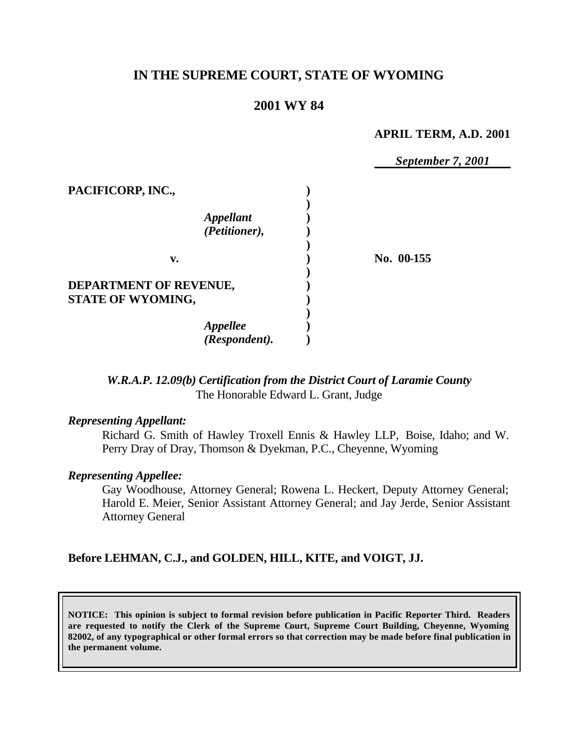# IN THE SUPREME COURT, STATE OF WYOMING

## 2001 WY 84

**APRIL TERM, A.D. 2001**

***September 7, 2001***

| | | |
|---|---|---|
| **PACIFICORP, INC.,** *Appellant (Petitioner),* | ) | |
| **v.** | ) | **No. 00-155** |
| **DEPARTMENT OF REVENUE, STATE OF WYOMING,** *Appellee (Respondent).* | ) | |

***W.R.A.P. 12.09(b) Certification from the District Court of Laramie County***
The Honorable Edward L. Grant, Judge

***Representing Appellant:***

Richard G. Smith of Hawley Troxell Ennis & Hawley LLP, Boise, Idaho; and W. Perry Dray of Dray, Thomson & Dyekman, P.C., Cheyenne, Wyoming

***Representing Appellee:***

Gay Woodhouse, Attorney General; Rowena L. Heckert, Deputy Attorney General; Harold E. Meier, Senior Assistant Attorney General; and Jay Jerde, Senior Assistant Attorney General

**Before LEHMAN, C.J., and GOLDEN, HILL, KITE, and VOIGT, JJ.**

**NOTICE: This opinion is subject to formal revision before publication in Pacific Reporter Third. Readers are requested to notify the Clerk of the Supreme Court, Supreme Court Building, Cheyenne, Wyoming 82002, of any typographical or other formal errors so that correction may be made before final publication in the permanent volume.**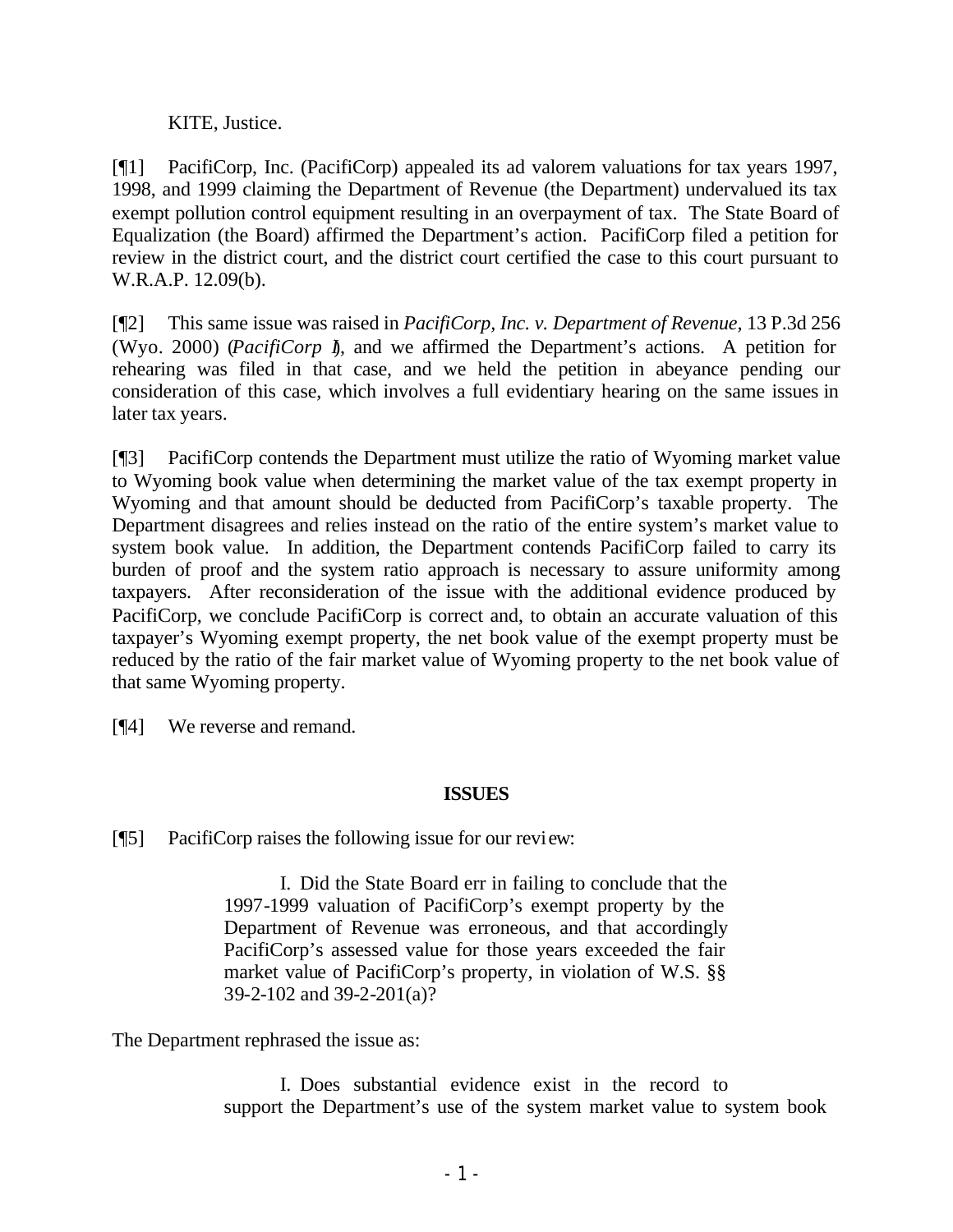KITE, Justice.

[¶1] PacifiCorp, Inc. (PacifiCorp) appealed its ad valorem valuations for tax years 1997, 1998, and 1999 claiming the Department of Revenue (the Department) undervalued its tax exempt pollution control equipment resulting in an overpayment of tax. The State Board of Equalization (the Board) affirmed the Department's action. PacifiCorp filed a petition for review in the district court, and the district court certified the case to this court pursuant to W.R.A.P. 12.09(b).

[¶2] This same issue was raised in *PacifiCorp, Inc. v. Department of Revenue*, 13 P.3d 256 (Wyo. 2000) (*PacifiCorp I*), and we affirmed the Department's actions. A petition for rehearing was filed in that case, and we held the petition in abeyance pending our consideration of this case, which involves a full evidentiary hearing on the same issues in later tax years.

[¶3] PacifiCorp contends the Department must utilize the ratio of Wyoming market value to Wyoming book value when determining the market value of the tax exempt property in Wyoming and that amount should be deducted from PacifiCorp's taxable property. The Department disagrees and relies instead on the ratio of the entire system's market value to system book value. In addition, the Department contends PacifiCorp failed to carry its burden of proof and the system ratio approach is necessary to assure uniformity among taxpayers. After reconsideration of the issue with the additional evidence produced by PacifiCorp, we conclude PacifiCorp is correct and, to obtain an accurate valuation of this taxpayer's Wyoming exempt property, the net book value of the exempt property must be reduced by the ratio of the fair market value of Wyoming property to the net book value of that same Wyoming property.

[¶4] We reverse and remand.

**ISSUES**

[¶5] PacifiCorp raises the following issue for our review:

> I. Did the State Board err in failing to conclude that the 1997-1999 valuation of PacifiCorp's exempt property by the Department of Revenue was erroneous, and that accordingly PacifiCorp's assessed value for those years exceeded the fair market value of PacifiCorp's property, in violation of W.S. §§ 39-2-102 and 39-2-201(a)?

The Department rephrased the issue as:

> I. Does substantial evidence exist in the record to support the Department's use of the system market value to system book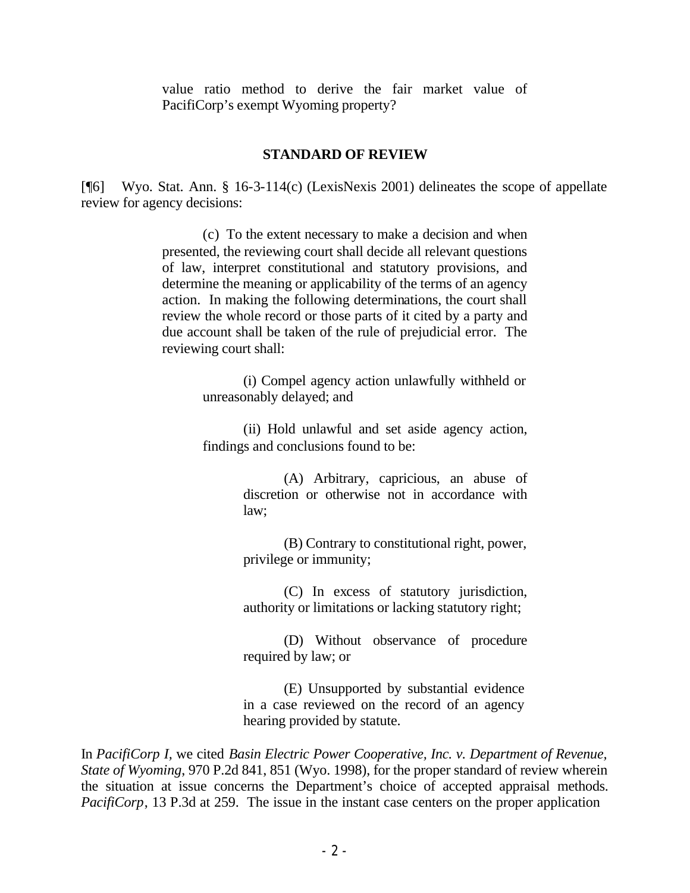value ratio method to derive the fair market value of PacifiCorp's exempt Wyoming property?

## STANDARD OF REVIEW

[¶6] Wyo. Stat. Ann. § 16-3-114(c) (LexisNexis 2001) delineates the scope of appellate review for agency decisions:

> (c) To the extent necessary to make a decision and when presented, the reviewing court shall decide all relevant questions of law, interpret constitutional and statutory provisions, and determine the meaning or applicability of the terms of an agency action. In making the following determinations, the court shall review the whole record or those parts of it cited by a party and due account shall be taken of the rule of prejudicial error. The reviewing court shall:
>
> > (i) Compel agency action unlawfully withheld or unreasonably delayed; and
> >
> > (ii) Hold unlawful and set aside agency action, findings and conclusions found to be:
> >
> > > (A) Arbitrary, capricious, an abuse of discretion or otherwise not in accordance with law;
> > >
> > > (B) Contrary to constitutional right, power, privilege or immunity;
> > >
> > > (C) In excess of statutory jurisdiction, authority or limitations or lacking statutory right;
> > >
> > > (D) Without observance of procedure required by law; or
> > >
> > > (E) Unsupported by substantial evidence in a case reviewed on the record of an agency hearing provided by statute.

In *PacifiCorp I*, we cited *Basin Electric Power Cooperative, Inc. v. Department of Revenue, State of Wyoming*, 970 P.2d 841, 851 (Wyo. 1998), for the proper standard of review wherein the situation at issue concerns the Department's choice of accepted appraisal methods. *PacifiCorp*, 13 P.3d at 259. The issue in the instant case centers on the proper application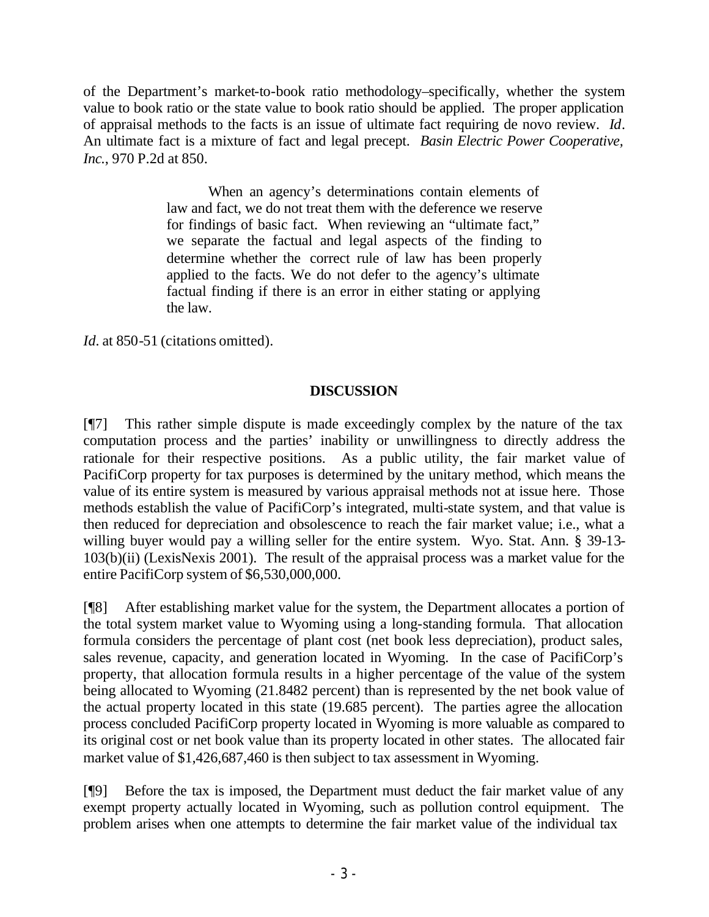of the Department's market-to-book ratio methodology–specifically, whether the system value to book ratio or the state value to book ratio should be applied. The proper application of appraisal methods to the facts is an issue of ultimate fact requiring de novo review. *Id*. An ultimate fact is a mixture of fact and legal precept. *Basin Electric Power Cooperative, Inc.*, 970 P.2d at 850.

> When an agency's determinations contain elements of law and fact, we do not treat them with the deference we reserve for findings of basic fact. When reviewing an "ultimate fact," we separate the factual and legal aspects of the finding to determine whether the correct rule of law has been properly applied to the facts. We do not defer to the agency's ultimate factual finding if there is an error in either stating or applying the law.

*Id*. at 850-51 (citations omitted).

## DISCUSSION

[¶7] This rather simple dispute is made exceedingly complex by the nature of the tax computation process and the parties' inability or unwillingness to directly address the rationale for their respective positions. As a public utility, the fair market value of PacifiCorp property for tax purposes is determined by the unitary method, which means the value of its entire system is measured by various appraisal methods not at issue here. Those methods establish the value of PacifiCorp's integrated, multi-state system, and that value is then reduced for depreciation and obsolescence to reach the fair market value; i.e., what a willing buyer would pay a willing seller for the entire system. Wyo. Stat. Ann. § 39-13-103(b)(ii) (LexisNexis 2001). The result of the appraisal process was a market value for the entire PacifiCorp system of $6,530,000,000.

[¶8] After establishing market value for the system, the Department allocates a portion of the total system market value to Wyoming using a long-standing formula. That allocation formula considers the percentage of plant cost (net book less depreciation), product sales, sales revenue, capacity, and generation located in Wyoming. In the case of PacifiCorp's property, that allocation formula results in a higher percentage of the value of the system being allocated to Wyoming (21.8482 percent) than is represented by the net book value of the actual property located in this state (19.685 percent). The parties agree the allocation process concluded PacifiCorp property located in Wyoming is more valuable as compared to its original cost or net book value than its property located in other states. The allocated fair market value of $1,426,687,460 is then subject to tax assessment in Wyoming.

[¶9] Before the tax is imposed, the Department must deduct the fair market value of any exempt property actually located in Wyoming, such as pollution control equipment. The problem arises when one attempts to determine the fair market value of the individual tax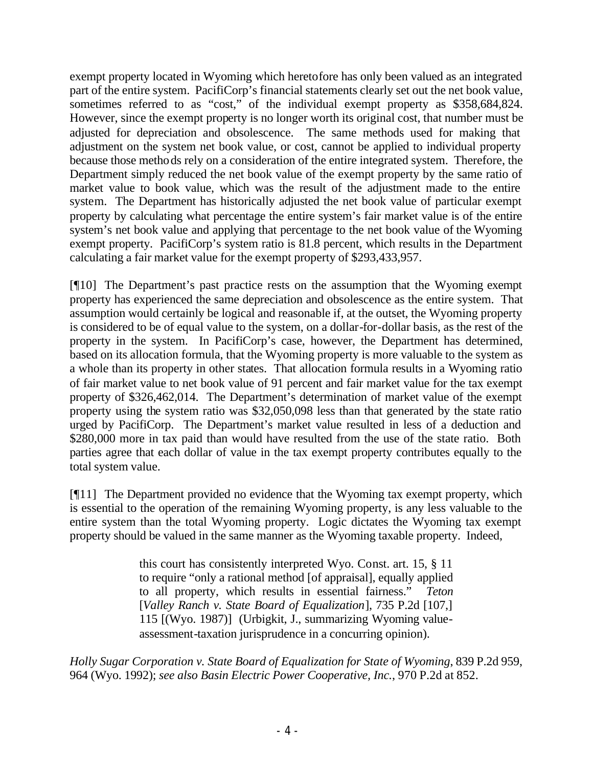exempt property located in Wyoming which heretofore has only been valued as an integrated part of the entire system. PacifiCorp's financial statements clearly set out the net book value, sometimes referred to as "cost," of the individual exempt property as $358,684,824. However, since the exempt property is no longer worth its original cost, that number must be adjusted for depreciation and obsolescence. The same methods used for making that adjustment on the system net book value, or cost, cannot be applied to individual property because those methods rely on a consideration of the entire integrated system. Therefore, the Department simply reduced the net book value of the exempt property by the same ratio of market value to book value, which was the result of the adjustment made to the entire system. The Department has historically adjusted the net book value of particular exempt property by calculating what percentage the entire system's fair market value is of the entire system's net book value and applying that percentage to the net book value of the Wyoming exempt property. PacifiCorp's system ratio is 81.8 percent, which results in the Department calculating a fair market value for the exempt property of $293,433,957.

[¶10] The Department's past practice rests on the assumption that the Wyoming exempt property has experienced the same depreciation and obsolescence as the entire system. That assumption would certainly be logical and reasonable if, at the outset, the Wyoming property is considered to be of equal value to the system, on a dollar-for-dollar basis, as the rest of the property in the system. In PacifiCorp's case, however, the Department has determined, based on its allocation formula, that the Wyoming property is more valuable to the system as a whole than its property in other states. That allocation formula results in a Wyoming ratio of fair market value to net book value of 91 percent and fair market value for the tax exempt property of $326,462,014. The Department's determination of market value of the exempt property using the system ratio was $32,050,098 less than that generated by the state ratio urged by PacifiCorp. The Department's market value resulted in less of a deduction and $280,000 more in tax paid than would have resulted from the use of the state ratio. Both parties agree that each dollar of value in the tax exempt property contributes equally to the total system value.

[¶11] The Department provided no evidence that the Wyoming tax exempt property, which is essential to the operation of the remaining Wyoming property, is any less valuable to the entire system than the total Wyoming property. Logic dictates the Wyoming tax exempt property should be valued in the same manner as the Wyoming taxable property. Indeed,

> this court has consistently interpreted Wyo. Const. art. 15, § 11 to require "only a rational method [of appraisal], equally applied to all property, which results in essential fairness." *Teton* [*Valley Ranch v. State Board of Equalization*], 735 P.2d [107,] 115 [(Wyo. 1987)] (Urbigkit, J., summarizing Wyoming value-assessment-taxation jurisprudence in a concurring opinion).

*Holly Sugar Corporation v. State Board of Equalization for State of Wyoming*, 839 P.2d 959, 964 (Wyo. 1992); *see also Basin Electric Power Cooperative, Inc.*, 970 P.2d at 852.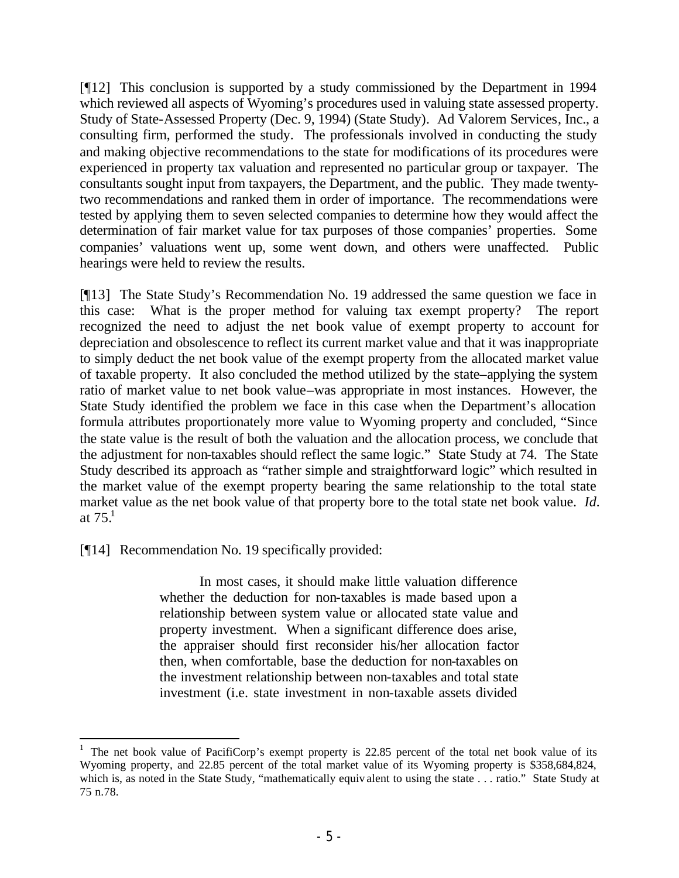[¶12] This conclusion is supported by a study commissioned by the Department in 1994 which reviewed all aspects of Wyoming's procedures used in valuing state assessed property. Study of State-Assessed Property (Dec. 9, 1994) (State Study). Ad Valorem Services, Inc., a consulting firm, performed the study. The professionals involved in conducting the study and making objective recommendations to the state for modifications of its procedures were experienced in property tax valuation and represented no particular group or taxpayer. The consultants sought input from taxpayers, the Department, and the public. They made twenty-two recommendations and ranked them in order of importance. The recommendations were tested by applying them to seven selected companies to determine how they would affect the determination of fair market value for tax purposes of those companies' properties. Some companies' valuations went up, some went down, and others were unaffected. Public hearings were held to review the results.

[¶13] The State Study's Recommendation No. 19 addressed the same question we face in this case: What is the proper method for valuing tax exempt property? The report recognized the need to adjust the net book value of exempt property to account for depreciation and obsolescence to reflect its current market value and that it was inappropriate to simply deduct the net book value of the exempt property from the allocated market value of taxable property. It also concluded the method utilized by the state–applying the system ratio of market value to net book value–was appropriate in most instances. However, the State Study identified the problem we face in this case when the Department's allocation formula attributes proportionately more value to Wyoming property and concluded, "Since the state value is the result of both the valuation and the allocation process, we conclude that the adjustment for non-taxables should reflect the same logic." State Study at 74. The State Study described its approach as "rather simple and straightforward logic" which resulted in the market value of the exempt property bearing the same relationship to the total state market value as the net book value of that property bore to the total state net book value. *Id.* at 75.[1]

[¶14] Recommendation No. 19 specifically provided:

> In most cases, it should make little valuation difference whether the deduction for non-taxables is made based upon a relationship between system value or allocated state value and property investment. When a significant difference does arise, the appraiser should first reconsider his/her allocation factor then, when comfortable, base the deduction for non-taxables on the investment relationship between non-taxables and total state investment (i.e. state investment in non-taxable assets divided

---

[1] The net book value of PacifiCorp's exempt property is 22.85 percent of the total net book value of its Wyoming property, and 22.85 percent of the total market value of its Wyoming property is $358,684,824, which is, as noted in the State Study, "mathematically equivalent to using the state . . . ratio." State Study at 75 n.78.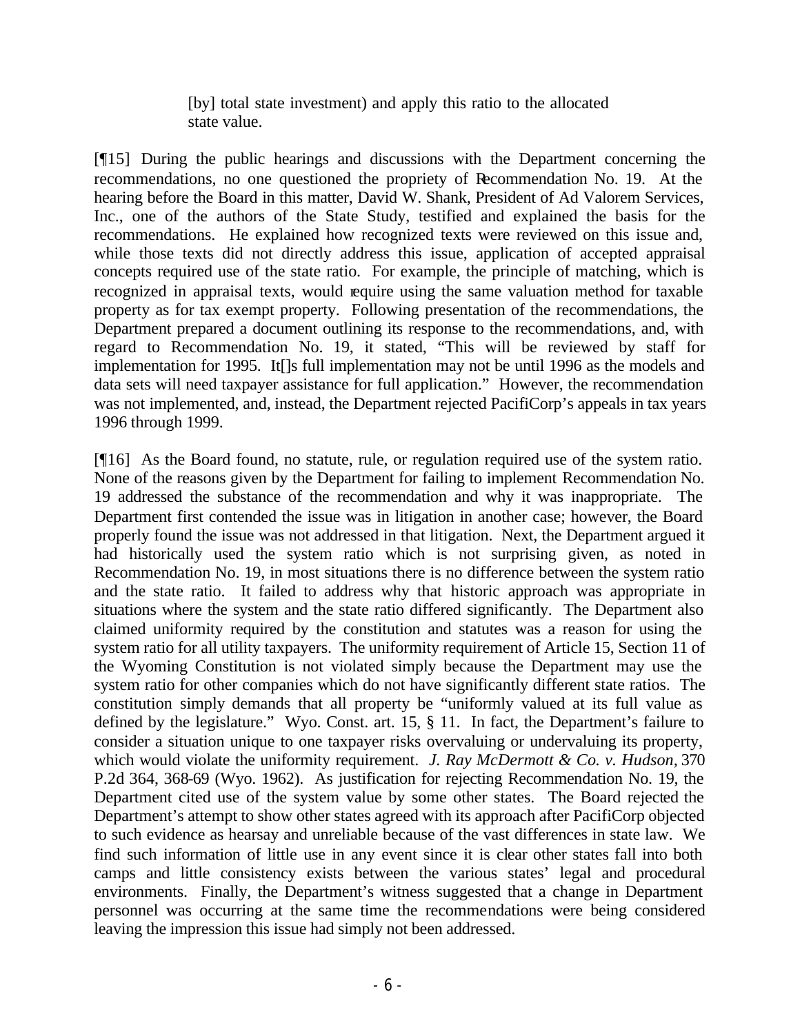[by] total state investment) and apply this ratio to the allocated state value.

[¶15] During the public hearings and discussions with the Department concerning the recommendations, no one questioned the propriety of Recommendation No. 19. At the hearing before the Board in this matter, David W. Shank, President of Ad Valorem Services, Inc., one of the authors of the State Study, testified and explained the basis for the recommendations. He explained how recognized texts were reviewed on this issue and, while those texts did not directly address this issue, application of accepted appraisal concepts required use of the state ratio. For example, the principle of matching, which is recognized in appraisal texts, would require using the same valuation method for taxable property as for tax exempt property. Following presentation of the recommendations, the Department prepared a document outlining its response to the recommendations, and, with regard to Recommendation No. 19, it stated, "This will be reviewed by staff for implementation for 1995. It[]s full implementation may not be until 1996 as the models and data sets will need taxpayer assistance for full application." However, the recommendation was not implemented, and, instead, the Department rejected PacifiCorp's appeals in tax years 1996 through 1999.

[¶16] As the Board found, no statute, rule, or regulation required use of the system ratio. None of the reasons given by the Department for failing to implement Recommendation No. 19 addressed the substance of the recommendation and why it was inappropriate. The Department first contended the issue was in litigation in another case; however, the Board properly found the issue was not addressed in that litigation. Next, the Department argued it had historically used the system ratio which is not surprising given, as noted in Recommendation No. 19, in most situations there is no difference between the system ratio and the state ratio. It failed to address why that historic approach was appropriate in situations where the system and the state ratio differed significantly. The Department also claimed uniformity required by the constitution and statutes was a reason for using the system ratio for all utility taxpayers. The uniformity requirement of Article 15, Section 11 of the Wyoming Constitution is not violated simply because the Department may use the system ratio for other companies which do not have significantly different state ratios. The constitution simply demands that all property be "uniformly valued at its full value as defined by the legislature." Wyo. Const. art. 15, § 11. In fact, the Department's failure to consider a situation unique to one taxpayer risks overvaluing or undervaluing its property, which would violate the uniformity requirement. *J. Ray McDermott & Co. v. Hudson*, 370 P.2d 364, 368-69 (Wyo. 1962). As justification for rejecting Recommendation No. 19, the Department cited use of the system value by some other states. The Board rejected the Department's attempt to show other states agreed with its approach after PacifiCorp objected to such evidence as hearsay and unreliable because of the vast differences in state law. We find such information of little use in any event since it is clear other states fall into both camps and little consistency exists between the various states' legal and procedural environments. Finally, the Department's witness suggested that a change in Department personnel was occurring at the same time the recommendations were being considered leaving the impression this issue had simply not been addressed.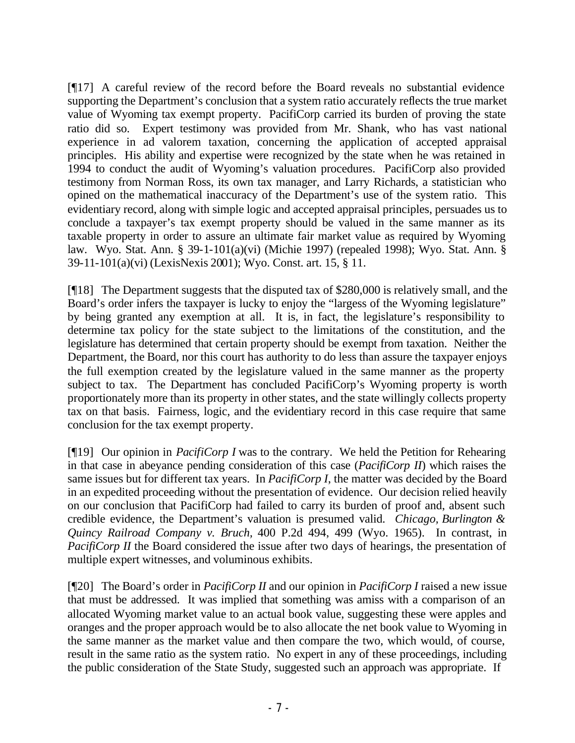[¶17] A careful review of the record before the Board reveals no substantial evidence supporting the Department's conclusion that a system ratio accurately reflects the true market value of Wyoming tax exempt property. PacifiCorp carried its burden of proving the state ratio did so. Expert testimony was provided from Mr. Shank, who has vast national experience in ad valorem taxation, concerning the application of accepted appraisal principles. His ability and expertise were recognized by the state when he was retained in 1994 to conduct the audit of Wyoming's valuation procedures. PacifiCorp also provided testimony from Norman Ross, its own tax manager, and Larry Richards, a statistician who opined on the mathematical inaccuracy of the Department's use of the system ratio. This evidentiary record, along with simple logic and accepted appraisal principles, persuades us to conclude a taxpayer's tax exempt property should be valued in the same manner as its taxable property in order to assure an ultimate fair market value as required by Wyoming law. Wyo. Stat. Ann. § 39-1-101(a)(vi) (Michie 1997) (repealed 1998); Wyo. Stat. Ann. § 39-11-101(a)(vi) (LexisNexis 2001); Wyo. Const. art. 15, § 11.

[¶18] The Department suggests that the disputed tax of $280,000 is relatively small, and the Board's order infers the taxpayer is lucky to enjoy the "largess of the Wyoming legislature" by being granted any exemption at all. It is, in fact, the legislature's responsibility to determine tax policy for the state subject to the limitations of the constitution, and the legislature has determined that certain property should be exempt from taxation. Neither the Department, the Board, nor this court has authority to do less than assure the taxpayer enjoys the full exemption created by the legislature valued in the same manner as the property subject to tax. The Department has concluded PacifiCorp's Wyoming property is worth proportionately more than its property in other states, and the state willingly collects property tax on that basis. Fairness, logic, and the evidentiary record in this case require that same conclusion for the tax exempt property.

[¶19] Our opinion in *PacifiCorp I* was to the contrary. We held the Petition for Rehearing in that case in abeyance pending consideration of this case (*PacifiCorp II*) which raises the same issues but for different tax years. In *PacifiCorp I*, the matter was decided by the Board in an expedited proceeding without the presentation of evidence. Our decision relied heavily on our conclusion that PacifiCorp had failed to carry its burden of proof and, absent such credible evidence, the Department's valuation is presumed valid. *Chicago, Burlington & Quincy Railroad Company v. Bruch,* 400 P.2d 494, 499 (Wyo. 1965). In contrast, in *PacifiCorp II* the Board considered the issue after two days of hearings, the presentation of multiple expert witnesses, and voluminous exhibits.

[¶20] The Board's order in *PacifiCorp II* and our opinion in *PacifiCorp I* raised a new issue that must be addressed. It was implied that something was amiss with a comparison of an allocated Wyoming market value to an actual book value, suggesting these were apples and oranges and the proper approach would be to also allocate the net book value to Wyoming in the same manner as the market value and then compare the two, which would, of course, result in the same ratio as the system ratio. No expert in any of these proceedings, including the public consideration of the State Study, suggested such an approach was appropriate. If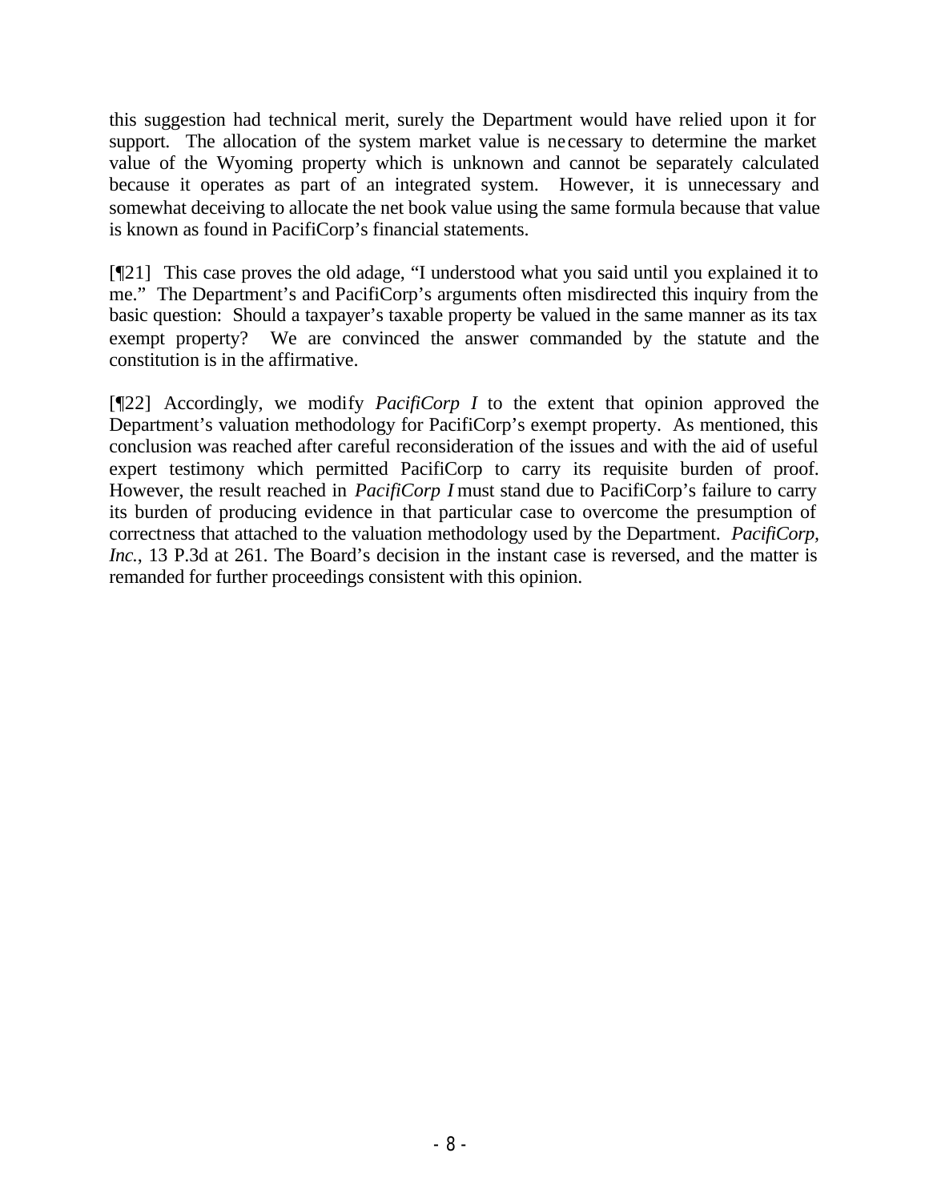this suggestion had technical merit, surely the Department would have relied upon it for support. The allocation of the system market value is necessary to determine the market value of the Wyoming property which is unknown and cannot be separately calculated because it operates as part of an integrated system. However, it is unnecessary and somewhat deceiving to allocate the net book value using the same formula because that value is known as found in PacifiCorp's financial statements.

[¶21] This case proves the old adage, "I understood what you said until you explained it to me." The Department's and PacifiCorp's arguments often misdirected this inquiry from the basic question: Should a taxpayer's taxable property be valued in the same manner as its tax exempt property? We are convinced the answer commanded by the statute and the constitution is in the affirmative.

[¶22] Accordingly, we modify *PacifiCorp I* to the extent that opinion approved the Department's valuation methodology for PacifiCorp's exempt property. As mentioned, this conclusion was reached after careful reconsideration of the issues and with the aid of useful expert testimony which permitted PacifiCorp to carry its requisite burden of proof. However, the result reached in *PacifiCorp I* must stand due to PacifiCorp's failure to carry its burden of producing evidence in that particular case to overcome the presumption of correctness that attached to the valuation methodology used by the Department. *PacifiCorp, Inc.*, 13 P.3d at 261. The Board's decision in the instant case is reversed, and the matter is remanded for further proceedings consistent with this opinion.